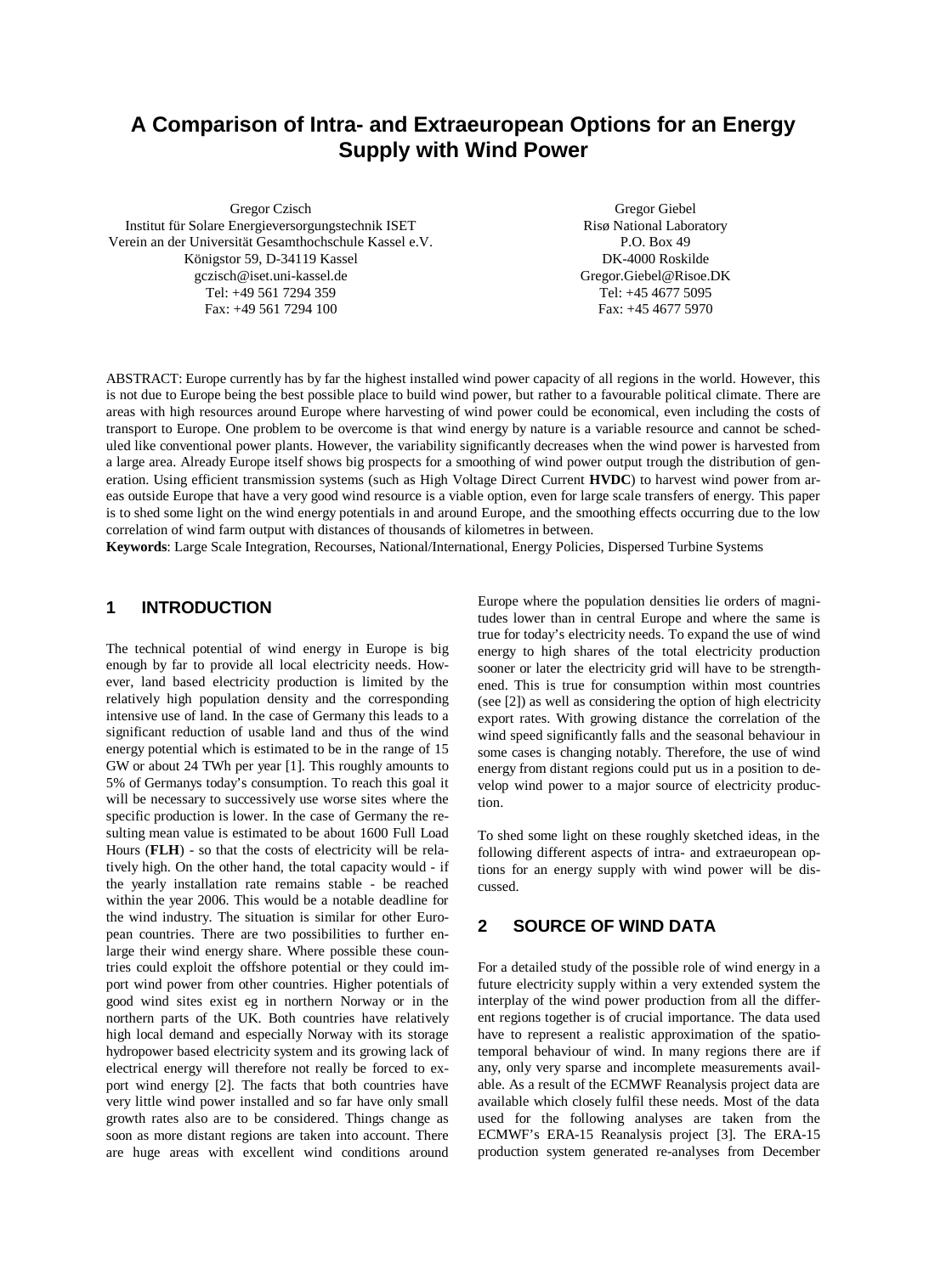# A Comparison of Intra- and Extraeuropean Options for an Energy Supply with Wind Power

Gregor Czisch
Institut für Solare Energieversorgungstechnik ISET
Verein an der Universität Gesamthochschule Kassel e.V.
Königstor 59, D-34119 Kassel
gczisch@iset.uni-kassel.de
Tel: +49 561 7294 359
Fax: +49 561 7294 100

Gregor Giebel
Risø National Laboratory
P.O. Box 49
DK-4000 Roskilde
Gregor.Giebel@Risoe.DK
Tel: +45 4677 5095
Fax: +45 4677 5970

ABSTRACT: Europe currently has by far the highest installed wind power capacity of all regions in the world. However, this is not due to Europe being the best possible place to build wind power, but rather to a favourable political climate. There are areas with high resources around Europe where harvesting of wind power could be economical, even including the costs of transport to Europe. One problem to be overcome is that wind energy by nature is a variable resource and cannot be scheduled like conventional power plants. However, the variability significantly decreases when the wind power is harvested from a large area. Already Europe itself shows big prospects for a smoothing of wind power output trough the distribution of generation. Using efficient transmission systems (such as High Voltage Direct Current **HVDC**) to harvest wind power from areas outside Europe that have a very good wind resource is a viable option, even for large scale transfers of energy. This paper is to shed some light on the wind energy potentials in and around Europe, and the smoothing effects occurring due to the low correlation of wind farm output with distances of thousands of kilometres in between.

**Keywords**: Large Scale Integration, Recourses, National/International, Energy Policies, Dispersed Turbine Systems

## 1 INTRODUCTION

The technical potential of wind energy in Europe is big enough by far to provide all local electricity needs. However, land based electricity production is limited by the relatively high population density and the corresponding intensive use of land. In the case of Germany this leads to a significant reduction of usable land and thus of the wind energy potential which is estimated to be in the range of 15 GW or about 24 TWh per year [1]. This roughly amounts to 5% of Germanys today's consumption. To reach this goal it will be necessary to successively use worse sites where the specific production is lower. In the case of Germany the resulting mean value is estimated to be about 1600 Full Load Hours (**FLH**) - so that the costs of electricity will be relatively high. On the other hand, the total capacity would - if the yearly installation rate remains stable - be reached within the year 2006. This would be a notable deadline for the wind industry. The situation is similar for other European countries. There are two possibilities to further enlarge their wind energy share. Where possible these countries could exploit the offshore potential or they could import wind power from other countries. Higher potentials of good wind sites exist eg in northern Norway or in the northern parts of the UK. Both countries have relatively high local demand and especially Norway with its storage hydropower based electricity system and its growing lack of electrical energy will therefore not really be forced to export wind energy [2]. The facts that both countries have very little wind power installed and so far have only small growth rates also are to be considered. Things change as soon as more distant regions are taken into account. There are huge areas with excellent wind conditions around Europe where the population densities lie orders of magnitudes lower than in central Europe and where the same is true for today's electricity needs. To expand the use of wind energy to high shares of the total electricity production sooner or later the electricity grid will have to be strengthened. This is true for consumption within most countries (see [2]) as well as considering the option of high electricity export rates. With growing distance the correlation of the wind speed significantly falls and the seasonal behaviour in some cases is changing notably. Therefore, the use of wind energy from distant regions could put us in a position to develop wind power to a major source of electricity production.

To shed some light on these roughly sketched ideas, in the following different aspects of intra- and extraeuropean options for an energy supply with wind power will be discussed.

## 2 SOURCE OF WIND DATA

For a detailed study of the possible role of wind energy in a future electricity supply within a very extended system the interplay of the wind power production from all the different regions together is of crucial importance. The data used have to represent a realistic approximation of the spatio-temporal behaviour of wind. In many regions there are if any, only very sparse and incomplete measurements available. As a result of the ECMWF Reanalysis project data are available which closely fulfil these needs. Most of the data used for the following analyses are taken from the ECMWF's ERA-15 Reanalysis project [3]. The ERA-15 production system generated re-analyses from December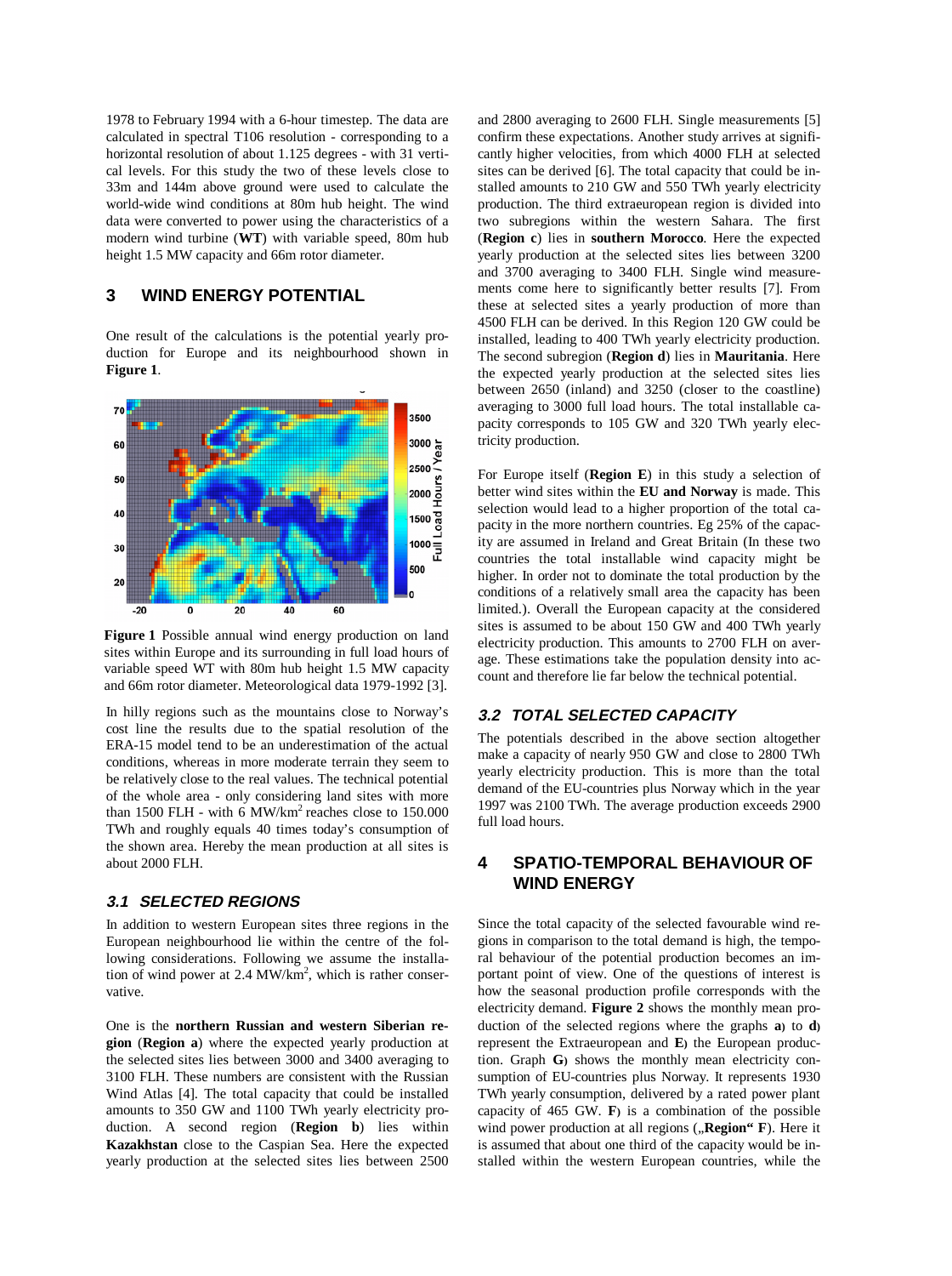1978 to February 1994 with a 6-hour timestep. The data are calculated in spectral T106 resolution - corresponding to a horizontal resolution of about 1.125 degrees - with 31 vertical levels. For this study the two of these levels close to 33m and 144m above ground were used to calculate the world-wide wind conditions at 80m hub height. The wind data were converted to power using the characteristics of a modern wind turbine (**WT**) with variable speed, 80m hub height 1.5 MW capacity and 66m rotor diameter.

## 3 WIND ENERGY POTENTIAL

One result of the calculations is the potential yearly production for Europe and its neighbourhood shown in **Figure 1**.

**Figure 1** Possible annual wind energy production on land sites within Europe and its surrounding in full load hours of variable speed WT with 80m hub height 1.5 MW capacity and 66m rotor diameter. Meteorological data 1979-1992 [3].

In hilly regions such as the mountains close to Norway's cost line the results due to the spatial resolution of the ERA-15 model tend to be an underestimation of the actual conditions, whereas in more moderate terrain they seem to be relatively close to the real values. The technical potential of the whole area - only considering land sites with more than 1500 FLH - with 6 $MW/km^2$ reaches close to 150.000 TWh and roughly equals 40 times today's consumption of the shown area. Hereby the mean production at all sites is about 2000 FLH.

### 3.1 SELECTED REGIONS

In addition to western European sites three regions in the European neighbourhood lie within the centre of the following considerations. Following we assume the installation of wind power at 2.4 $MW/km^2$, which is rather conservative.

One is the **northern Russian and western Siberian region** (**Region a**) where the expected yearly production at the selected sites lies between 3000 and 3400 averaging to 3100 FLH. These numbers are consistent with the Russian Wind Atlas [4]. The total capacity that could be installed amounts to 350 GW and 1100 TWh yearly electricity production. A second region (**Region b**) lies within **Kazakhstan** close to the Caspian Sea. Here the expected yearly production at the selected sites lies between 2500 and 2800 averaging to 2600 FLH. Single measurements [5] confirm these expectations. Another study arrives at significantly higher velocities, from which 4000 FLH at selected sites can be derived [6]. The total capacity that could be installed amounts to 210 GW and 550 TWh yearly electricity production. The third extraeuropean region is divided into two subregions within the western Sahara. The first (**Region c**) lies in **southern Morocco**. Here the expected yearly production at the selected sites lies between 3200 and 3700 averaging to 3400 FLH. Single wind measurements come here to significantly better results [7]. From these at selected sites a yearly production of more than 4500 FLH can be derived. In this Region 120 GW could be installed, leading to 400 TWh yearly electricity production. The second subregion (**Region d**) lies in **Mauritania**. Here the expected yearly production at the selected sites lies between 2650 (inland) and 3250 (closer to the coastline) averaging to 3000 full load hours. The total installable capacity corresponds to 105 GW and 320 TWh yearly electricity production.

For Europe itself (**Region E**) in this study a selection of better wind sites within the **EU and Norway** is made. This selection would lead to a higher proportion of the total capacity in the more northern countries. Eg 25% of the capacity are assumed in Ireland and Great Britain (In these two countries the total installable wind capacity might be higher. In order not to dominate the total production by the conditions of a relatively small area the capacity has been limited.). Overall the European capacity at the considered sites is assumed to be about 150 GW and 400 TWh yearly electricity production. This amounts to 2700 FLH on average. These estimations take the population density into account and therefore lie far below the technical potential.

### 3.2 TOTAL SELECTED CAPACITY

The potentials described in the above section altogether make a capacity of nearly 950 GW and close to 2800 TWh yearly electricity production. This is more than the total demand of the EU-countries plus Norway which in the year 1997 was 2100 TWh. The average production exceeds 2900 full load hours.

## 4 SPATIO-TEMPORAL BEHAVIOUR OF WIND ENERGY

Since the total capacity of the selected favourable wind regions in comparison to the total demand is high, the temporal behaviour of the potential production becomes an important point of view. One of the questions of interest is how the seasonal production profile corresponds with the electricity demand. **Figure 2** shows the monthly mean production of the selected regions where the graphs **a)** to **d)** represent the Extraeuropean and **E)** the European production. Graph **G)** shows the monthly mean electricity consumption of EU-countries plus Norway. It represents 1930 TWh yearly consumption, delivered by a rated power plant capacity of 465 GW. **F)** is a combination of the possible wind power production at all regions („**Region“ F**). Here it is assumed that about one third of the capacity would be installed within the western European countries, while the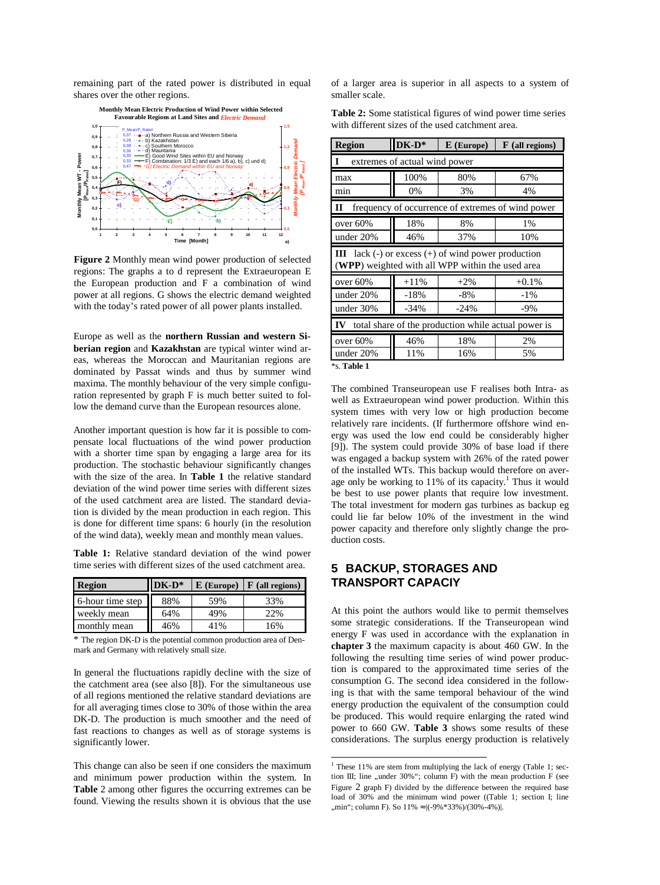remaining part of the rated power is distributed in equal shares over the other regions.

**Figure 2** Monthly mean wind power production of selected regions: The graphs a to d represent the Extraeuropean E the European production and F a combination of wind power at all regions. G shows the electric demand weighted with the today's rated power of all power plants installed.

Europe as well as the **northern Russian and western Siberian region** and **Kazakhstan** are typical winter wind areas, whereas the Moroccan and Mauritanian regions are dominated by Passat winds and thus by summer wind maxima. The monthly behaviour of the very simple configuration represented by graph F is much better suited to follow the demand curve than the European resources alone.

Another important question is how far it is possible to compensate local fluctuations of the wind power production with a shorter time span by engaging a large area for its production. The stochastic behaviour significantly changes with the size of the area. In **Table 1** the relative standard deviation of the wind power time series with different sizes of the used catchment area are listed. The standard deviation is divided by the mean production in each region. This is done for different time spans: 6 hourly (in the resolution of the wind data), weekly mean and monthly mean values.

**Table 1:** Relative standard deviation of the wind power time series with different sizes of the used catchment area.

| Region | DK-D* | E (Europe) | F (all regions) |
|---|---|---|---|
| 6-hour time step | 88% | 59% | 33% |
| weekly mean | 64% | 49% | 22% |
| monthly mean | 46% | 41% | 16% |

\* The region DK-D is the potential common production area of Denmark and Germany with relatively small size.

In general the fluctuations rapidly decline with the size of the catchment area (see also [8]). For the simultaneous use of all regions mentioned the relative standard deviations are for all averaging times close to 30% of those within the area DK-D. The production is much smoother and the need of fast reactions to changes as well as of storage systems is significantly lower.

This change can also be seen if one considers the maximum and minimum power production within the system. In **Table** 2 among other figures the occurring extremes can be found. Viewing the results shown it is obvious that the use of a larger area is superior in all aspects to a system of smaller scale.

**Table 2:** Some statistical figures of wind power time series with different sizes of the used catchment area.

| Region | DK-D* | E (Europe) | F (all regions) |
|---|---|---|---|
| **I** extremes of actual wind power | | | |
| max | 100% | 80% | 67% |
| min | 0% | 3% | 4% |
| **II** frequency of occurrence of extremes of wind power | | | |
| over 60% | 18% | 8% | 1% |
| under 20% | 46% | 37% | 10% |
| **III** lack (-) or excess (+) of wind power production (**WPP**) weighted with all WPP within the used area | | | |
| over 60% | +11% | +2% | +0.1% |
| under 20% | -18% | -8% | -1% |
| under 30% | -34% | -24% | -9% |
| **IV** total share of the production while actual power is | | | |
| over 60% | 46% | 18% | 2% |
| under 20% | 11% | 16% | 5% |

*s. **Table 1**

The combined Transeuropean use F realises both Intra- as well as Extraeuropean wind power production. Within this system times with very low or high production become relatively rare incidents. (If furthermore offshore wind energy was used the low end could be considerably higher [9]). The system could provide 30% of base load if there was engaged a backup system with 26% of the rated power of the installed WTs. This backup would therefore on average only be working to 11% of its capacity.[1] Thus it would be best to use power plants that require low investment. The total investment for modern gas turbines as backup eg could lie far below 10% of the investment in the wind power capacity and therefore only slightly change the production costs.

## 5 BACKUP, STORAGES AND TRANSPORT CAPACIY

At this point the authors would like to permit themselves some strategic considerations. If the Transeuropean wind energy F was used in accordance with the explanation in **chapter 3** the maximum capacity is about 460 GW. In the following the resulting time series of wind power production is compared to the approximated time series of the consumption G. The second idea considered in the following is that with the same temporal behaviour of the wind energy production the equivalent of the consumption could be produced. This would require enlarging the rated wind power to 660 GW. **Table 3** shows some results of these considerations. The surplus energy production is relatively

[1] These 11% are stem from multiplying the lack of energy (Table 1; section III; line „under 30%"; column F) with the mean production F (see Figure 2 graph F) divided by the difference between the required base load of 30% and the minimum wind power ((Table 1; section I; line „min"; column F). So 11% ≈|(-9%*33%)/(30%-4%)|.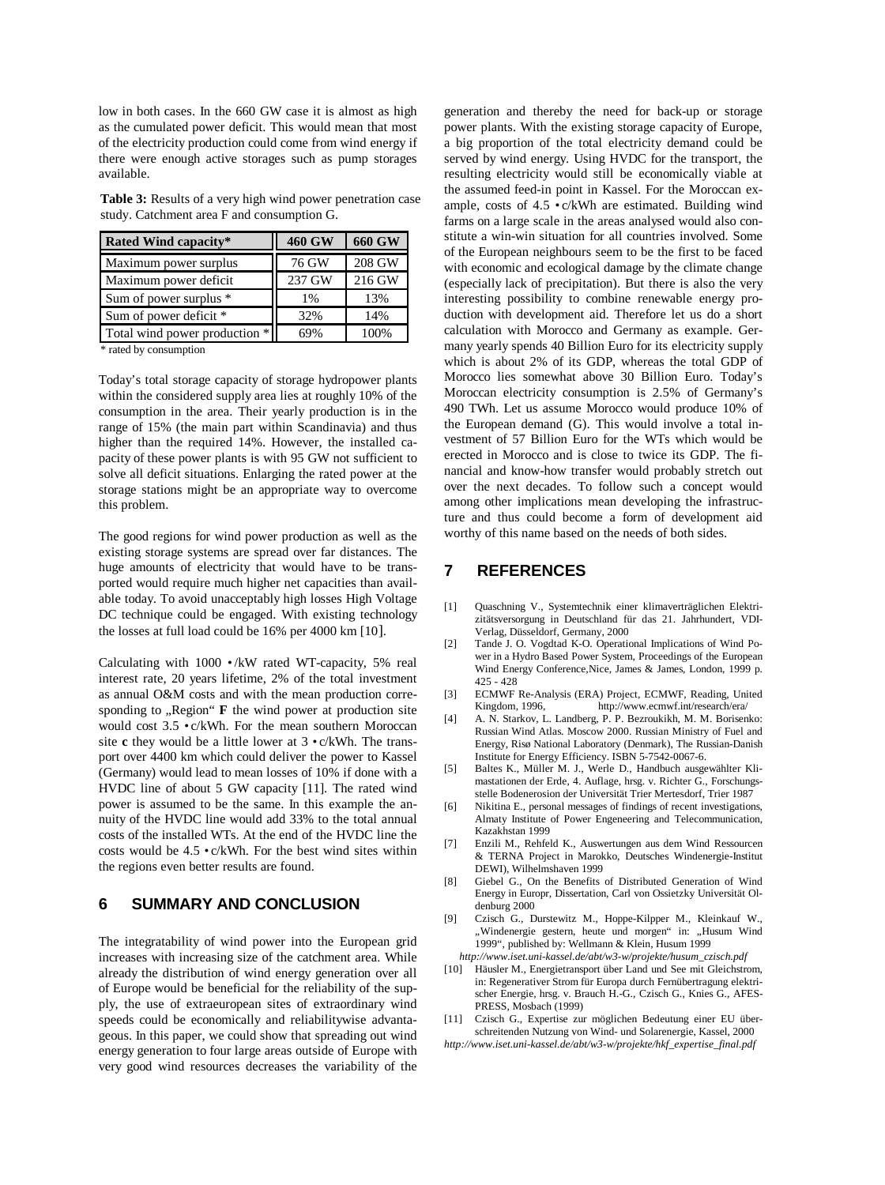low in both cases. In the 660 GW case it is almost as high as the cumulated power deficit. This would mean that most of the electricity production could come from wind energy if there were enough active storages such as pump storages available.

**Table 3:** Results of a very high wind power penetration case study. Catchment area F and consumption G.

| Rated Wind capacity* | 460 GW | 660 GW |
|---|---|---|
| Maximum power surplus | 76 GW | 208 GW |
| Maximum power deficit | 237 GW | 216 GW |
| Sum of power surplus * | 1% | 13% |
| Sum of power deficit * | 32% | 14% |
| Total wind power production * | 69% | 100% |

\* rated by consumption

Today's total storage capacity of storage hydropower plants within the considered supply area lies at roughly 10% of the consumption in the area. Their yearly production is in the range of 15% (the main part within Scandinavia) and thus higher than the required 14%. However, the installed capacity of these power plants is with 95 GW not sufficient to solve all deficit situations. Enlarging the rated power at the storage stations might be an appropriate way to overcome this problem.

The good regions for wind power production as well as the existing storage systems are spread over far distances. The huge amounts of electricity that would have to be transported would require much higher net capacities than available today. To avoid unacceptably high losses High Voltage DC technique could be engaged. With existing technology the losses at full load could be 16% per 4000 km [10].

Calculating with 1000 €/kW rated WT-capacity, 5% real interest rate, 20 years lifetime, 2% of the total investment as annual O&M costs and with the mean production corresponding to „Region" **F** the wind power at production site would cost 3.5 €c/kWh. For the mean southern Moroccan site **c** they would be a little lower at 3 €c/kWh. The transport over 4400 km which could deliver the power to Kassel (Germany) would lead to mean losses of 10% if done with a HVDC line of about 5 GW capacity [11]. The rated wind power is assumed to be the same. In this example the annuity of the HVDC line would add 33% to the total annual costs of the installed WTs. At the end of the HVDC line the costs would be 4.5 €c/kWh. For the best wind sites within the regions even better results are found.

## 6 SUMMARY AND CONCLUSION

The integratability of wind power into the European grid increases with increasing size of the catchment area. While already the distribution of wind energy generation over all of Europe would be beneficial for the reliability of the supply, the use of extraeuropean sites of extraordinary wind speeds could be economically and reliabilitywise advantageous. In this paper, we could show that spreading out wind energy generation to four large areas outside of Europe with very good wind resources decreases the variability of the generation and thereby the need for back-up or storage power plants. With the existing storage capacity of Europe, a big proportion of the total electricity demand could be served by wind energy. Using HVDC for the transport, the resulting electricity would still be economically viable at the assumed feed-in point in Kassel. For the Moroccan example, costs of 4.5 €c/kWh are estimated. Building wind farms on a large scale in the areas analysed would also constitute a win-win situation for all countries involved. Some of the European neighbours seem to be the first to be faced with economic and ecological damage by the climate change (especially lack of precipitation). But there is also the very interesting possibility to combine renewable energy production with development aid. Therefore let us do a short calculation with Morocco and Germany as example. Germany yearly spends 40 Billion Euro for its electricity supply which is about 2% of its GDP, whereas the total GDP of Morocco lies somewhat above 30 Billion Euro. Today's Moroccan electricity consumption is 2.5% of Germany's 490 TWh. Let us assume Morocco would produce 10% of the European demand (G). This would involve a total investment of 57 Billion Euro for the WTs which would be erected in Morocco and is close to twice its GDP. The financial and know-how transfer would probably stretch out over the next decades. To follow such a concept would among other implications mean developing the infrastructure and thus could become a form of development aid worthy of this name based on the needs of both sides.

## 7 REFERENCES

[1] Quaschning V., Systemtechnik einer klimaverträglichen Elektrizitätsversorgung in Deutschland für das 21. Jahrhundert, VDI-Verlag, Düsseldorf, Germany, 2000

[2] Tande J. O. Vogdtad K-O. Operational Implications of Wind Power in a Hydro Based Power System, Proceedings of the European Wind Energy Conference,Nice, James & James, London, 1999 p. 425 - 428

[3] ECMWF Re-Analysis (ERA) Project, ECMWF, Reading, United Kingdom, 1996, http://www.ecmwf.int/research/era/

[4] A. N. Starkov, L. Landberg, P. P. Bezroukikh, M. M. Borisenko: Russian Wind Atlas. Moscow 2000. Russian Ministry of Fuel and Energy, Risø National Laboratory (Denmark), The Russian-Danish Institute for Energy Efficiency. ISBN 5-7542-0067-6.

[5] Baltes K., Müller M. J., Werle D., Handbuch ausgewählter Klimastationen der Erde, 4. Auflage, hrsg. v. Richter G., Forschungsstelle Bodenerosion der Universität Trier Mertesdorf, Trier 1987

[6] Nikitina E., personal messages of findings of recent investigations, Almaty Institute of Power Engeneering and Telecommunication, Kazakhstan 1999

[7] Enzili M., Rehfeld K., Auswertungen aus dem Wind Ressourcen & TERNA Project in Marokko, Deutsches Windenergie-Institut DEWI), Wilhelmshaven 1999

[8] Giebel G., On the Benefits of Distributed Generation of Wind Energy in Europr, Dissertation, Carl von Ossietzky Universität Oldenburg 2000

[9] Czisch G., Durstewitz M., Hoppe-Kilpper M., Kleinkauf W., „Windenergie gestern, heute und morgen" in: „Husum Wind 1999", published by: Wellmann & Klein, Husum 1999 *http://www.iset.uni-kassel.de/abt/w3-w/projekte/husum_czisch.pdf*

[10] Häusler M., Energietransport über Land und See mit Gleichstrom, in: Regenerativer Strom für Europa durch Fernübertragung elektrischer Energie, hrsg. v. Brauch H.-G., Czisch G., Knies G., AFES-PRESS, Mosbach (1999)

[11] Czisch G., Expertise zur möglichen Bedeutung einer EU überschreitenden Nutzung von Wind- und Solarenergie, Kassel, 2000 *http://www.iset.uni-kassel.de/abt/w3-w/projekte/hkf_expertise_final.pdf*